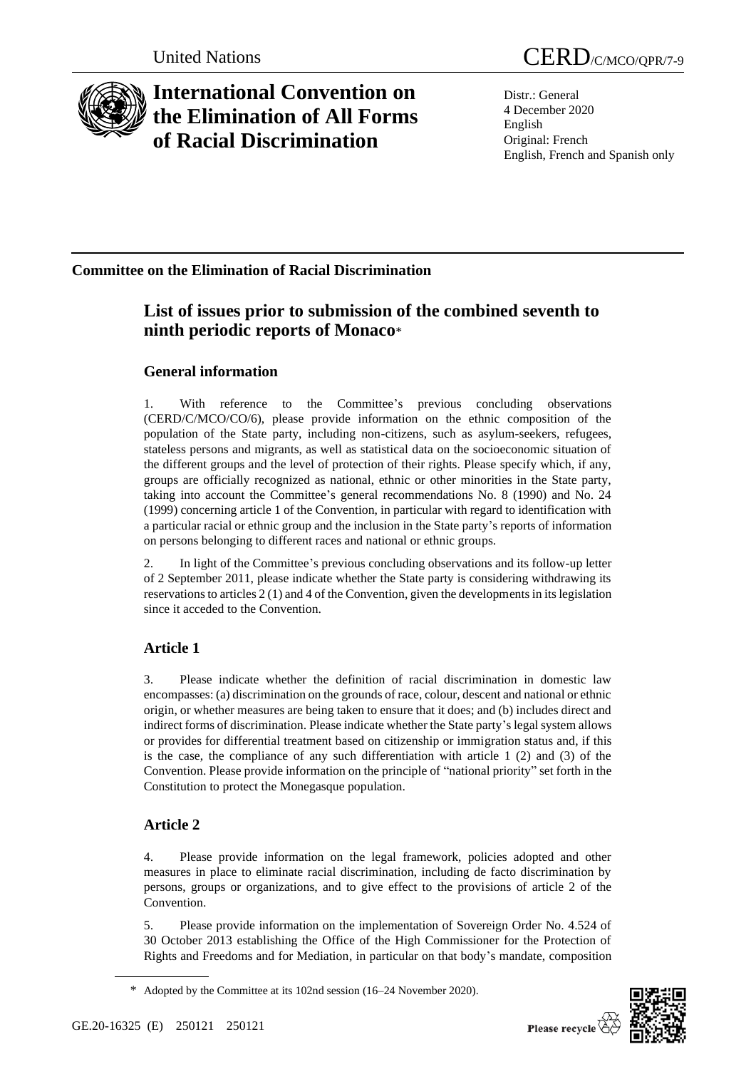United Nations

# CERD/C/MCO/QPR/7-9

# International Convention on the Elimination of All Forms of Racial Discrimination

Distr.: General
4 December 2020
English
Original: French
English, French and Spanish only

**Committee on the Elimination of Racial Discrimination**

## List of issues prior to submission of the combined seventh to ninth periodic reports of Monaco*

### General information

1. With reference to the Committee's previous concluding observations (CERD/C/MCO/CO/6), please provide information on the ethnic composition of the population of the State party, including non-citizens, such as asylum-seekers, refugees, stateless persons and migrants, as well as statistical data on the socioeconomic situation of the different groups and the level of protection of their rights. Please specify which, if any, groups are officially recognized as national, ethnic or other minorities in the State party, taking into account the Committee's general recommendations No. 8 (1990) and No. 24 (1999) concerning article 1 of the Convention, in particular with regard to identification with a particular racial or ethnic group and the inclusion in the State party's reports of information on persons belonging to different races and national or ethnic groups.

2. In light of the Committee's previous concluding observations and its follow-up letter of 2 September 2011, please indicate whether the State party is considering withdrawing its reservations to articles 2 (1) and 4 of the Convention, given the developments in its legislation since it acceded to the Convention.

### Article 1

3. Please indicate whether the definition of racial discrimination in domestic law encompasses: (a) discrimination on the grounds of race, colour, descent and national or ethnic origin, or whether measures are being taken to ensure that it does; and (b) includes direct and indirect forms of discrimination. Please indicate whether the State party's legal system allows or provides for differential treatment based on citizenship or immigration status and, if this is the case, the compliance of any such differentiation with article 1 (2) and (3) of the Convention. Please provide information on the principle of "national priority" set forth in the Constitution to protect the Monegasque population.

### Article 2

4. Please provide information on the legal framework, policies adopted and other measures in place to eliminate racial discrimination, including de facto discrimination by persons, groups or organizations, and to give effect to the provisions of article 2 of the Convention.

5. Please provide information on the implementation of Sovereign Order No. 4.524 of 30 October 2013 establishing the Office of the High Commissioner for the Protection of Rights and Freedoms and for Mediation, in particular on that body's mandate, composition

\* Adopted by the Committee at its 102nd session (16–24 November 2020).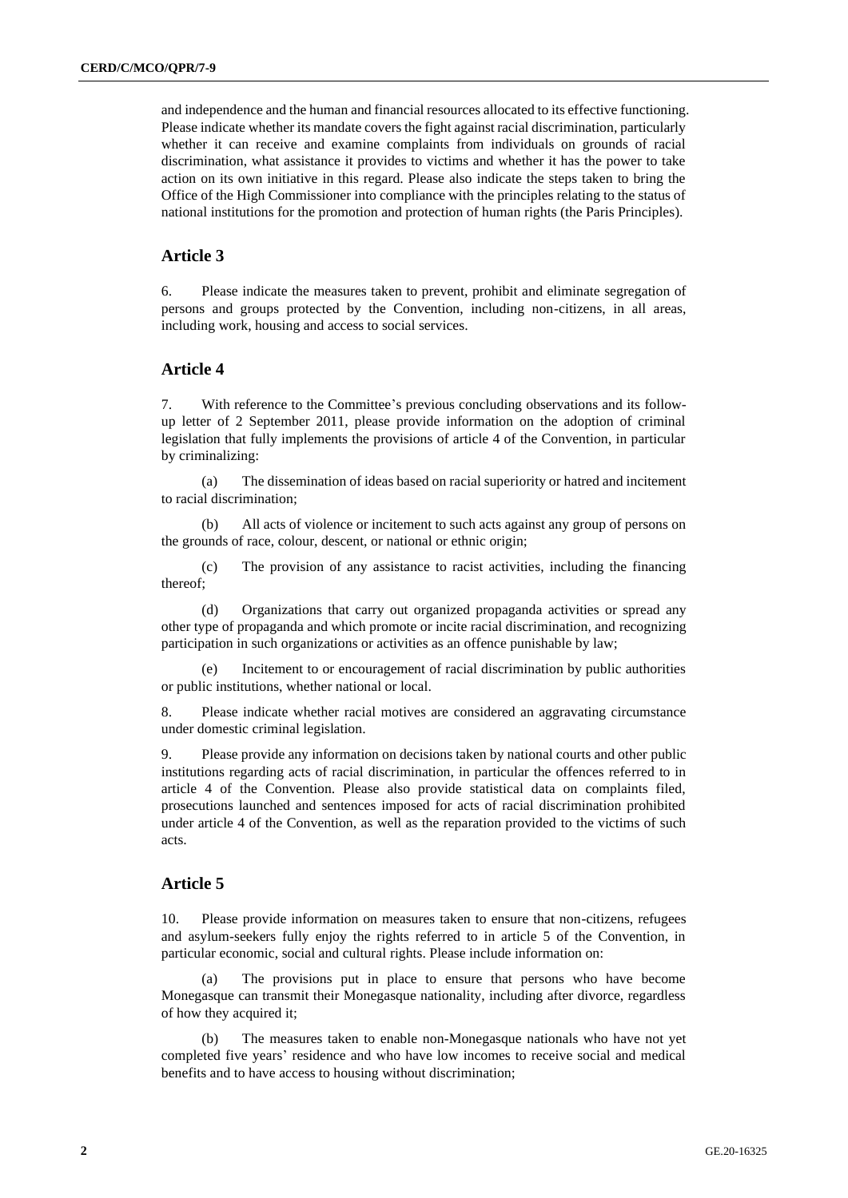and independence and the human and financial resources allocated to its effective functioning. Please indicate whether its mandate covers the fight against racial discrimination, particularly whether it can receive and examine complaints from individuals on grounds of racial discrimination, what assistance it provides to victims and whether it has the power to take action on its own initiative in this regard. Please also indicate the steps taken to bring the Office of the High Commissioner into compliance with the principles relating to the status of national institutions for the promotion and protection of human rights (the Paris Principles).

## Article 3

6. Please indicate the measures taken to prevent, prohibit and eliminate segregation of persons and groups protected by the Convention, including non-citizens, in all areas, including work, housing and access to social services.

## Article 4

7. With reference to the Committee's previous concluding observations and its follow-up letter of 2 September 2011, please provide information on the adoption of criminal legislation that fully implements the provisions of article 4 of the Convention, in particular by criminalizing:

(a) The dissemination of ideas based on racial superiority or hatred and incitement to racial discrimination;

(b) All acts of violence or incitement to such acts against any group of persons on the grounds of race, colour, descent, or national or ethnic origin;

(c) The provision of any assistance to racist activities, including the financing thereof;

(d) Organizations that carry out organized propaganda activities or spread any other type of propaganda and which promote or incite racial discrimination, and recognizing participation in such organizations or activities as an offence punishable by law;

(e) Incitement to or encouragement of racial discrimination by public authorities or public institutions, whether national or local.

8. Please indicate whether racial motives are considered an aggravating circumstance under domestic criminal legislation.

9. Please provide any information on decisions taken by national courts and other public institutions regarding acts of racial discrimination, in particular the offences referred to in article 4 of the Convention. Please also provide statistical data on complaints filed, prosecutions launched and sentences imposed for acts of racial discrimination prohibited under article 4 of the Convention, as well as the reparation provided to the victims of such acts.

## Article 5

10. Please provide information on measures taken to ensure that non-citizens, refugees and asylum-seekers fully enjoy the rights referred to in article 5 of the Convention, in particular economic, social and cultural rights. Please include information on:

(a) The provisions put in place to ensure that persons who have become Monegasque can transmit their Monegasque nationality, including after divorce, regardless of how they acquired it;

(b) The measures taken to enable non-Monegasque nationals who have not yet completed five years' residence and who have low incomes to receive social and medical benefits and to have access to housing without discrimination;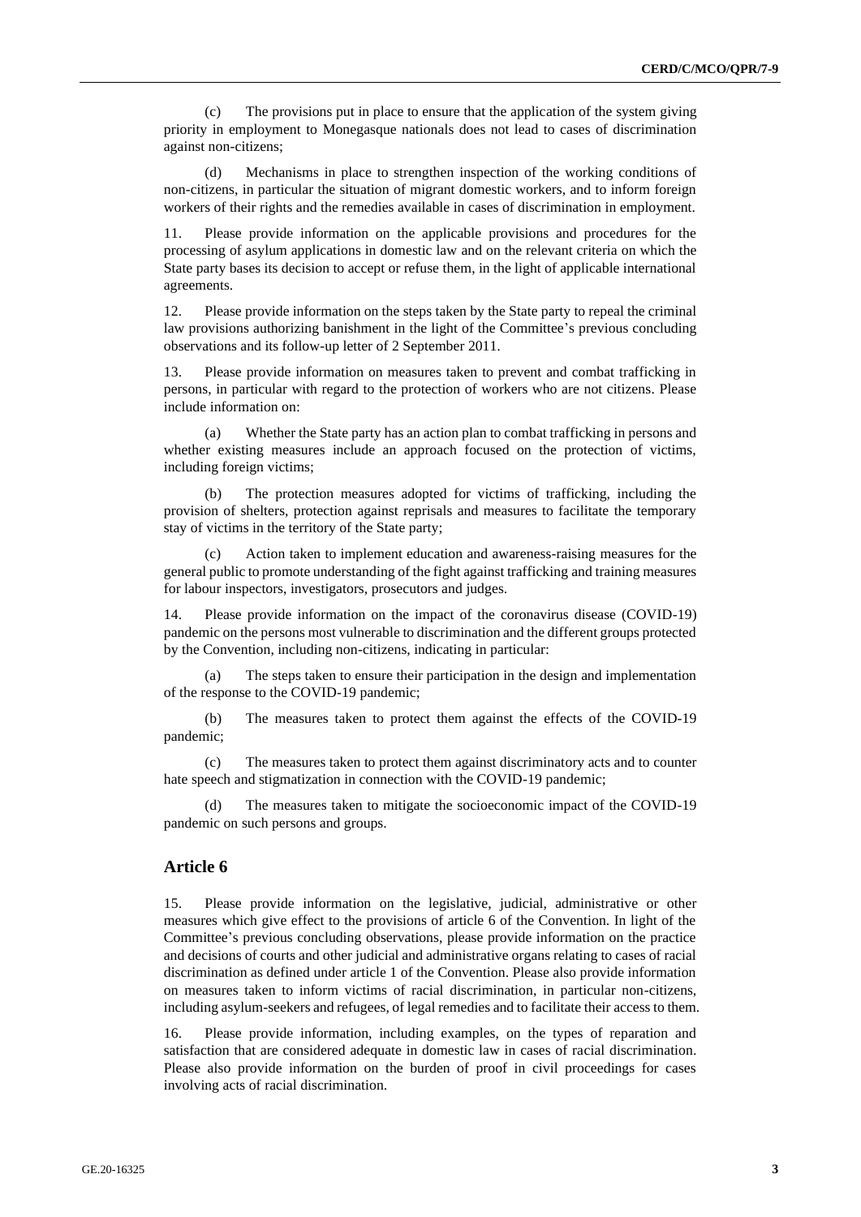(c) The provisions put in place to ensure that the application of the system giving priority in employment to Monegasque nationals does not lead to cases of discrimination against non-citizens;

(d) Mechanisms in place to strengthen inspection of the working conditions of non-citizens, in particular the situation of migrant domestic workers, and to inform foreign workers of their rights and the remedies available in cases of discrimination in employment.

11. Please provide information on the applicable provisions and procedures for the processing of asylum applications in domestic law and on the relevant criteria on which the State party bases its decision to accept or refuse them, in the light of applicable international agreements.

12. Please provide information on the steps taken by the State party to repeal the criminal law provisions authorizing banishment in the light of the Committee's previous concluding observations and its follow-up letter of 2 September 2011.

13. Please provide information on measures taken to prevent and combat trafficking in persons, in particular with regard to the protection of workers who are not citizens. Please include information on:

(a) Whether the State party has an action plan to combat trafficking in persons and whether existing measures include an approach focused on the protection of victims, including foreign victims;

(b) The protection measures adopted for victims of trafficking, including the provision of shelters, protection against reprisals and measures to facilitate the temporary stay of victims in the territory of the State party;

(c) Action taken to implement education and awareness-raising measures for the general public to promote understanding of the fight against trafficking and training measures for labour inspectors, investigators, prosecutors and judges.

14. Please provide information on the impact of the coronavirus disease (COVID-19) pandemic on the persons most vulnerable to discrimination and the different groups protected by the Convention, including non-citizens, indicating in particular:

(a) The steps taken to ensure their participation in the design and implementation of the response to the COVID-19 pandemic;

(b) The measures taken to protect them against the effects of the COVID-19 pandemic;

(c) The measures taken to protect them against discriminatory acts and to counter hate speech and stigmatization in connection with the COVID-19 pandemic;

(d) The measures taken to mitigate the socioeconomic impact of the COVID-19 pandemic on such persons and groups.

## Article 6

15. Please provide information on the legislative, judicial, administrative or other measures which give effect to the provisions of article 6 of the Convention. In light of the Committee's previous concluding observations, please provide information on the practice and decisions of courts and other judicial and administrative organs relating to cases of racial discrimination as defined under article 1 of the Convention. Please also provide information on measures taken to inform victims of racial discrimination, in particular non-citizens, including asylum-seekers and refugees, of legal remedies and to facilitate their access to them.

16. Please provide information, including examples, on the types of reparation and satisfaction that are considered adequate in domestic law in cases of racial discrimination. Please also provide information on the burden of proof in civil proceedings for cases involving acts of racial discrimination.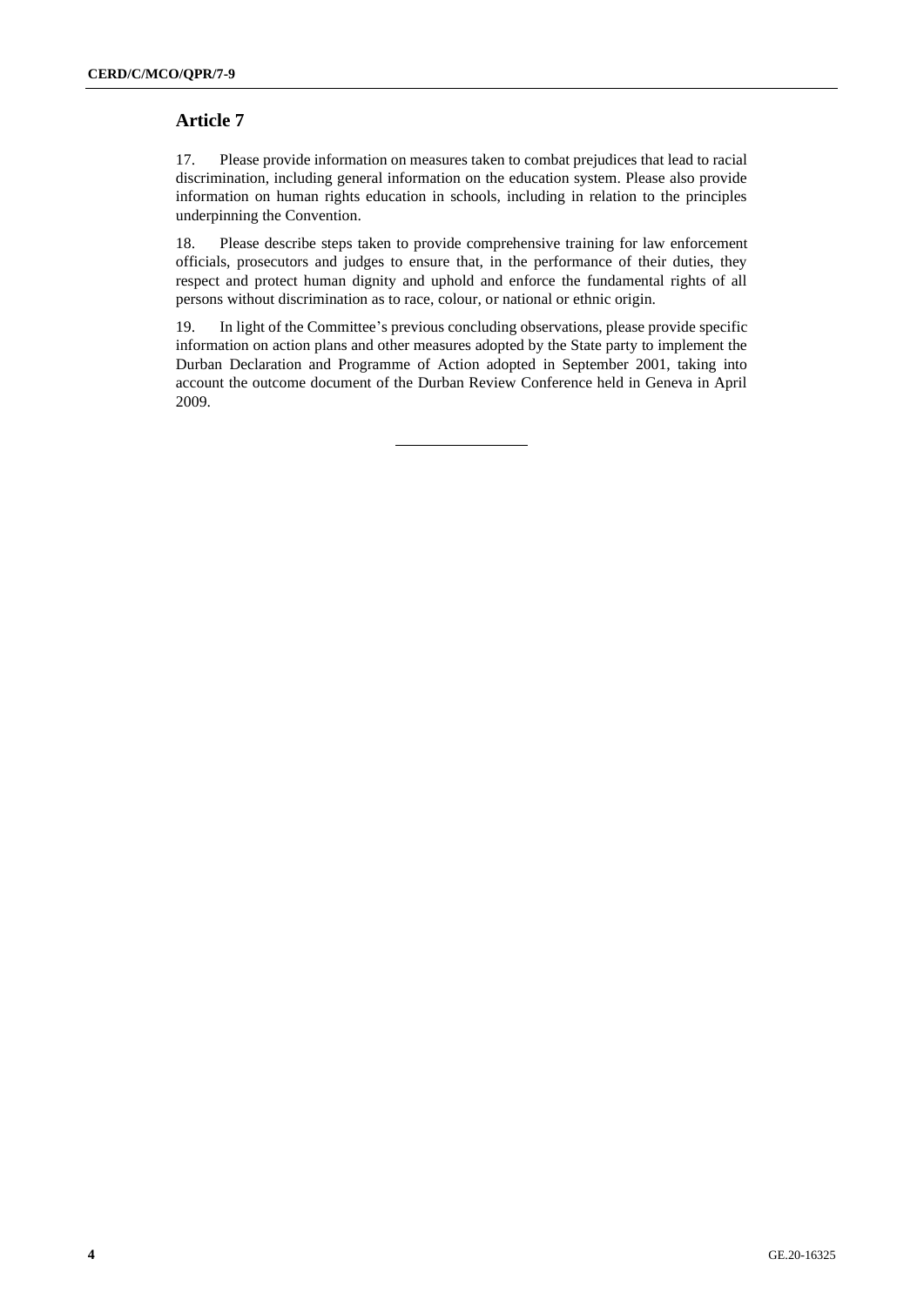## Article 7

17. Please provide information on measures taken to combat prejudices that lead to racial discrimination, including general information on the education system. Please also provide information on human rights education in schools, including in relation to the principles underpinning the Convention.

18. Please describe steps taken to provide comprehensive training for law enforcement officials, prosecutors and judges to ensure that, in the performance of their duties, they respect and protect human dignity and uphold and enforce the fundamental rights of all persons without discrimination as to race, colour, or national or ethnic origin.

19. In light of the Committee's previous concluding observations, please provide specific information on action plans and other measures adopted by the State party to implement the Durban Declaration and Programme of Action adopted in September 2001, taking into account the outcome document of the Durban Review Conference held in Geneva in April 2009.